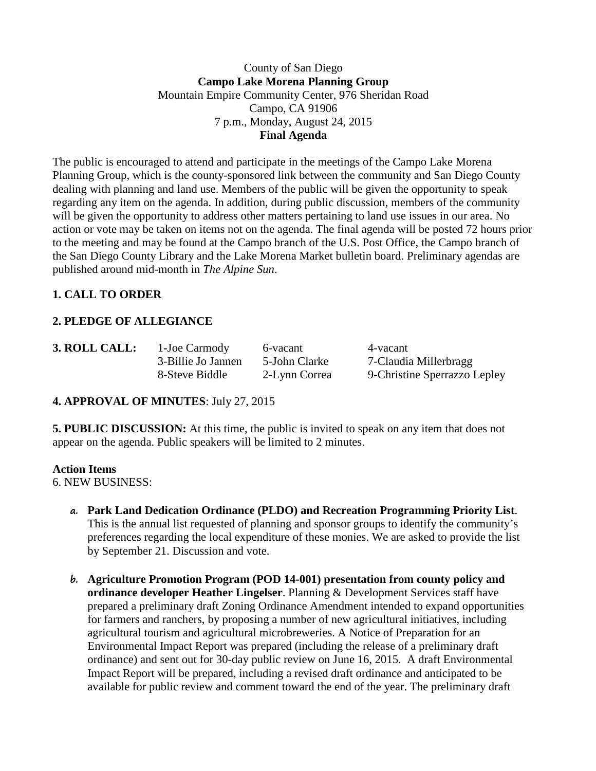County of San Diego
**Campo Lake Morena Planning Group**
Mountain Empire Community Center, 976 Sheridan Road
Campo, CA 91906
7 p.m., Monday, August 24, 2015
**Final Agenda**

The public is encouraged to attend and participate in the meetings of the Campo Lake Morena Planning Group, which is the county-sponsored link between the community and San Diego County dealing with planning and land use. Members of the public will be given the opportunity to speak regarding any item on the agenda. In addition, during public discussion, members of the community will be given the opportunity to address other matters pertaining to land use issues in our area. No action or vote may be taken on items not on the agenda. The final agenda will be posted 72 hours prior to the meeting and may be found at the Campo branch of the U.S. Post Office, the Campo branch of the San Diego County Library and the Lake Morena Market bulletin board. Preliminary agendas are published around mid-month in *The Alpine Sun*.

**1. CALL TO ORDER**

**2. PLEDGE OF ALLEGIANCE**

**3. ROLL CALL:**

| | | |
|---|---|---|
| 1-Joe Carmody | 6-vacant | 4-vacant |
| 3-Billie Jo Jannen | 5-John Clarke | 7-Claudia Millerbragg |
| 8-Steve Biddle | 2-Lynn Correa | 9-Christine Sperrazzo Lepley |

**4. APPROVAL OF MINUTES**: July 27, 2015

**5. PUBLIC DISCUSSION:** At this time, the public is invited to speak on any item that does not appear on the agenda. Public speakers will be limited to 2 minutes.

**Action Items**
6. NEW BUSINESS:

a. **Park Land Dedication Ordinance (PLDO) and Recreation Programming Priority List**. This is the annual list requested of planning and sponsor groups to identify the community's preferences regarding the local expenditure of these monies. We are asked to provide the list by September 21. Discussion and vote.

b. **Agriculture Promotion Program (POD 14-001) presentation from county policy and ordinance developer Heather Lingelser**. Planning & Development Services staff have prepared a preliminary draft Zoning Ordinance Amendment intended to expand opportunities for farmers and ranchers, by proposing a number of new agricultural initiatives, including agricultural tourism and agricultural microbreweries. A Notice of Preparation for an Environmental Impact Report was prepared (including the release of a preliminary draft ordinance) and sent out for 30-day public review on June 16, 2015. A draft Environmental Impact Report will be prepared, including a revised draft ordinance and anticipated to be available for public review and comment toward the end of the year. The preliminary draft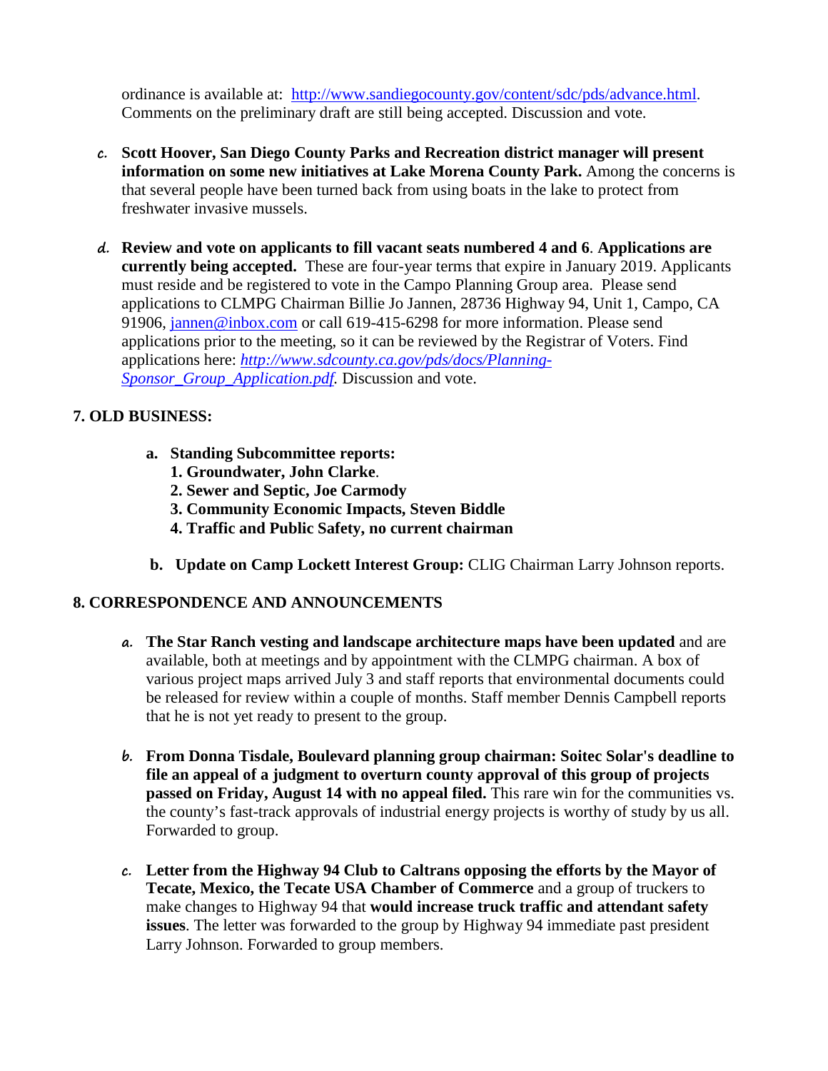ordinance is available at: http://www.sandiegocounty.gov/content/sdc/pds/advance.html. Comments on the preliminary draft are still being accepted. Discussion and vote.

*c.* **Scott Hoover, San Diego County Parks and Recreation district manager will present information on some new initiatives at Lake Morena County Park.** Among the concerns is that several people have been turned back from using boats in the lake to protect from freshwater invasive mussels.

*d.* **Review and vote on applicants to fill vacant seats numbered 4 and 6**. **Applications are currently being accepted.** These are four-year terms that expire in January 2019. Applicants must reside and be registered to vote in the Campo Planning Group area. Please send applications to CLMPG Chairman Billie Jo Jannen, 28736 Highway 94, Unit 1, Campo, CA 91906, jannen@inbox.com or call 619-415-6298 for more information. Please send applications prior to the meeting, so it can be reviewed by the Registrar of Voters. Find applications here: *http://www.sdcounty.ca.gov/pds/docs/Planning-Sponsor_Group_Application.pdf.* Discussion and vote.

**7. OLD BUSINESS:**

a. **Standing Subcommittee reports:**
   1. **Groundwater, John Clarke**.
   2. **Sewer and Septic, Joe Carmody**
   3. **Community Economic Impacts, Steven Biddle**
   4. **Traffic and Public Safety, no current chairman**

b. **Update on Camp Lockett Interest Group:** CLIG Chairman Larry Johnson reports.

**8. CORRESPONDENCE AND ANNOUNCEMENTS**

*a.* **The Star Ranch vesting and landscape architecture maps have been updated** and are available, both at meetings and by appointment with the CLMPG chairman. A box of various project maps arrived July 3 and staff reports that environmental documents could be released for review within a couple of months. Staff member Dennis Campbell reports that he is not yet ready to present to the group.

*b.* **From Donna Tisdale, Boulevard planning group chairman: Soitec Solar's deadline to file an appeal of a judgment to overturn county approval of this group of projects passed on Friday, August 14 with no appeal filed.** This rare win for the communities vs. the county's fast-track approvals of industrial energy projects is worthy of study by us all. Forwarded to group.

*c.* **Letter from the Highway 94 Club to Caltrans opposing the efforts by the Mayor of Tecate, Mexico, the Tecate USA Chamber of Commerce** and a group of truckers to make changes to Highway 94 that **would increase truck traffic and attendant safety issues**. The letter was forwarded to the group by Highway 94 immediate past president Larry Johnson. Forwarded to group members.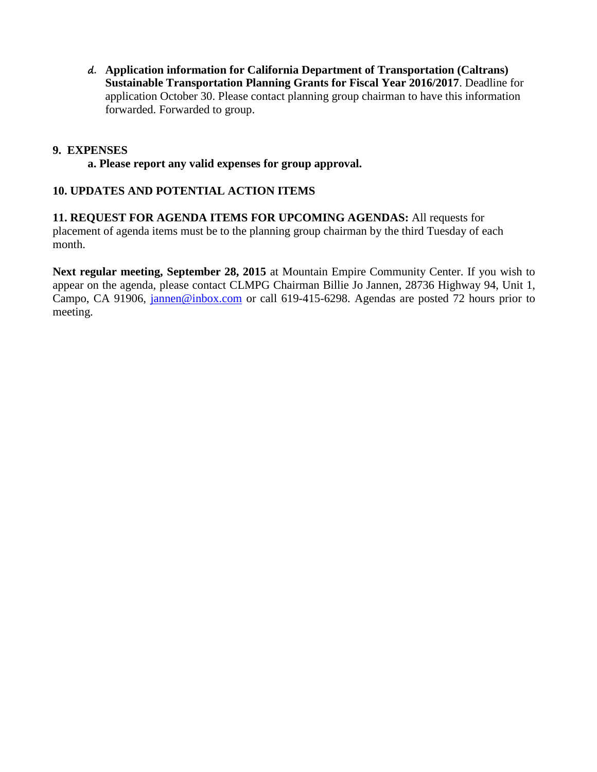d. **Application information for California Department of Transportation (Caltrans) Sustainable Transportation Planning Grants for Fiscal Year 2016/2017**. Deadline for application October 30. Please contact planning group chairman to have this information forwarded. Forwarded to group.

**9. EXPENSES**

**a. Please report any valid expenses for group approval.**

**10. UPDATES AND POTENTIAL ACTION ITEMS**

**11. REQUEST FOR AGENDA ITEMS FOR UPCOMING AGENDAS:** All requests for placement of agenda items must be to the planning group chairman by the third Tuesday of each month.

**Next regular meeting, September 28, 2015** at Mountain Empire Community Center. If you wish to appear on the agenda, please contact CLMPG Chairman Billie Jo Jannen, 28736 Highway 94, Unit 1, Campo, CA 91906, jannen@inbox.com or call 619-415-6298. Agendas are posted 72 hours prior to meeting.